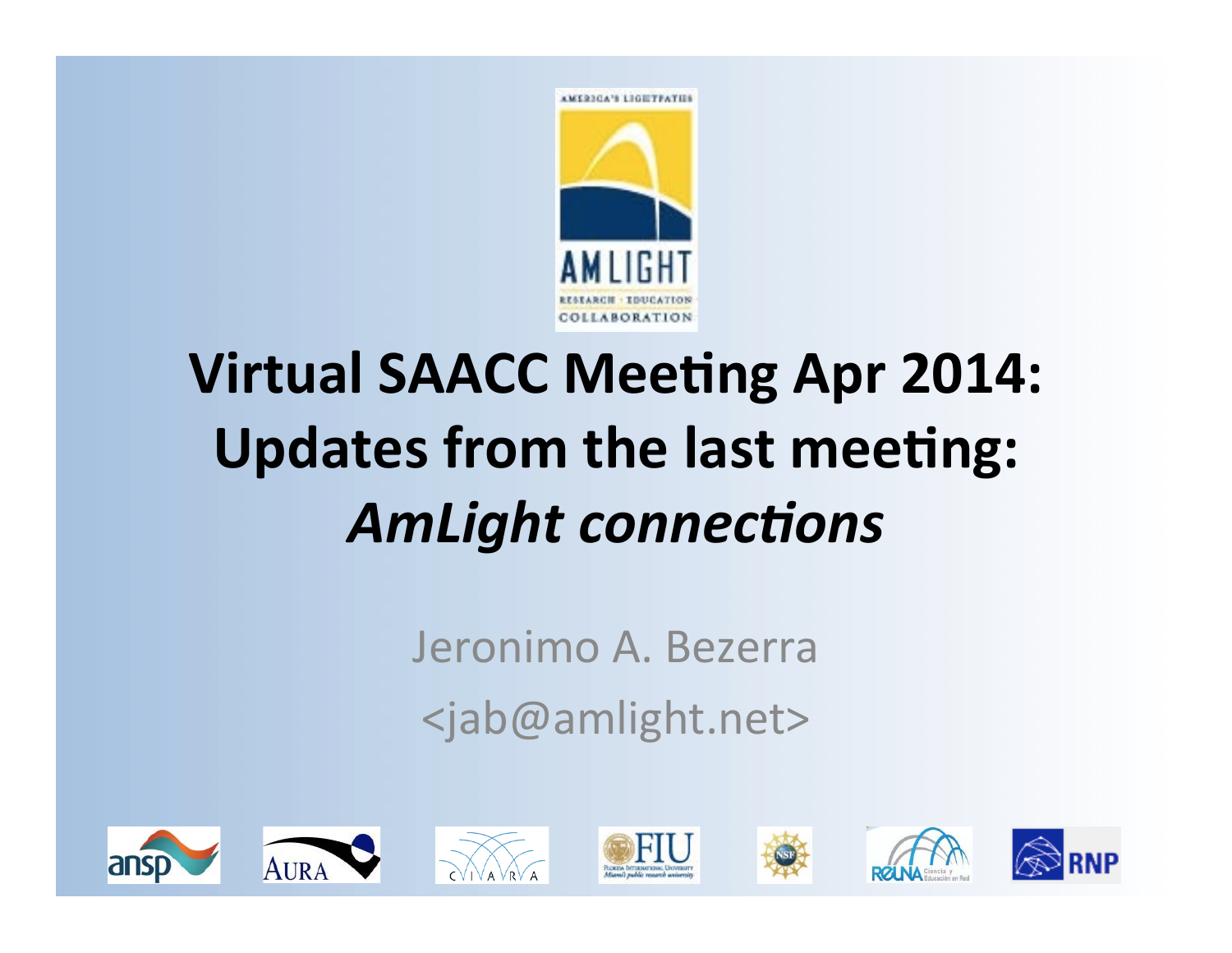# Virtual SAACC Meeting Apr 2014: Updates from the last meeting: *AmLight connections*

Jeronimo A. Bezerra

<jab@amlight.net>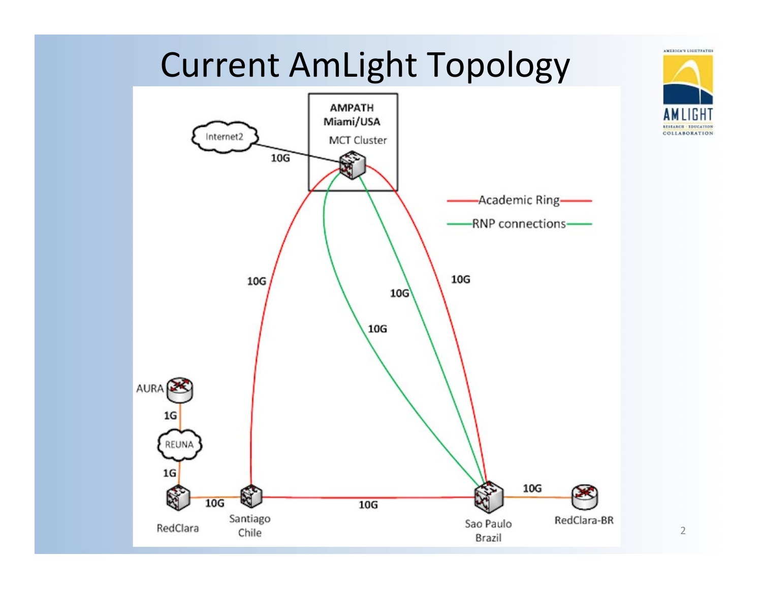# Current AmLight Topology

AMPATH
Miami/USA
MCT Cluster

Internet2

10G

Academic Ring

RNP connections

10G

10G

10G

10G

AURA

1G

REUNA

1G

RedClara

10G

Santiago
Chile

10G

Sao Paulo
Brazil

10G

RedClara-BR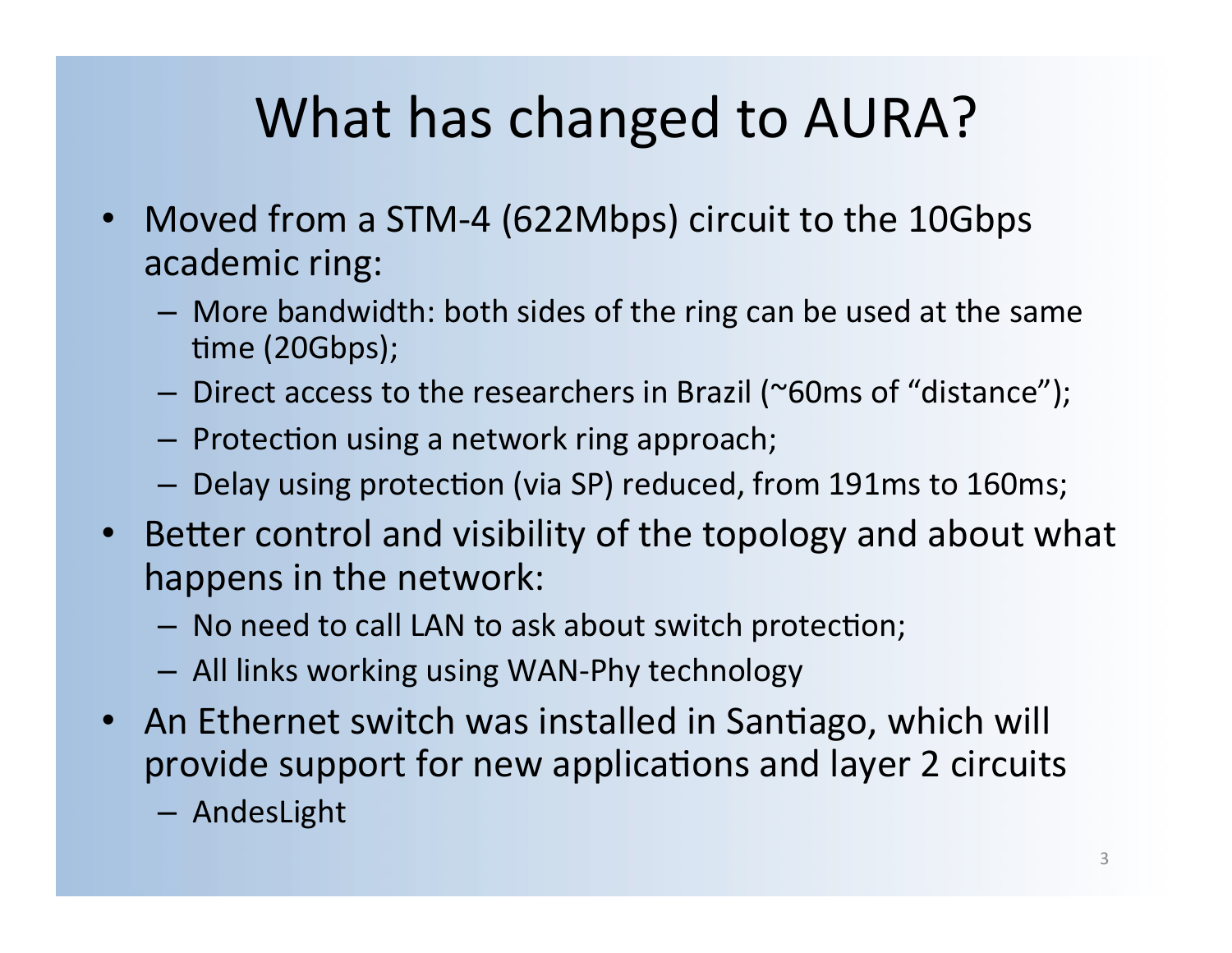# What has changed to AURA?

- Moved from a STM-4 (622Mbps) circuit to the 10Gbps academic ring:
  - More bandwidth: both sides of the ring can be used at the same time (20Gbps);
  - Direct access to the researchers in Brazil (~60ms of "distance");
  - Protection using a network ring approach;
  - Delay using protection (via SP) reduced, from 191ms to 160ms;
- Better control and visibility of the topology and about what happens in the network:
  - No need to call LAN to ask about switch protection;
  - All links working using WAN-Phy technology
- An Ethernet switch was installed in Santiago, which will provide support for new applications and layer 2 circuits
  - AndesLight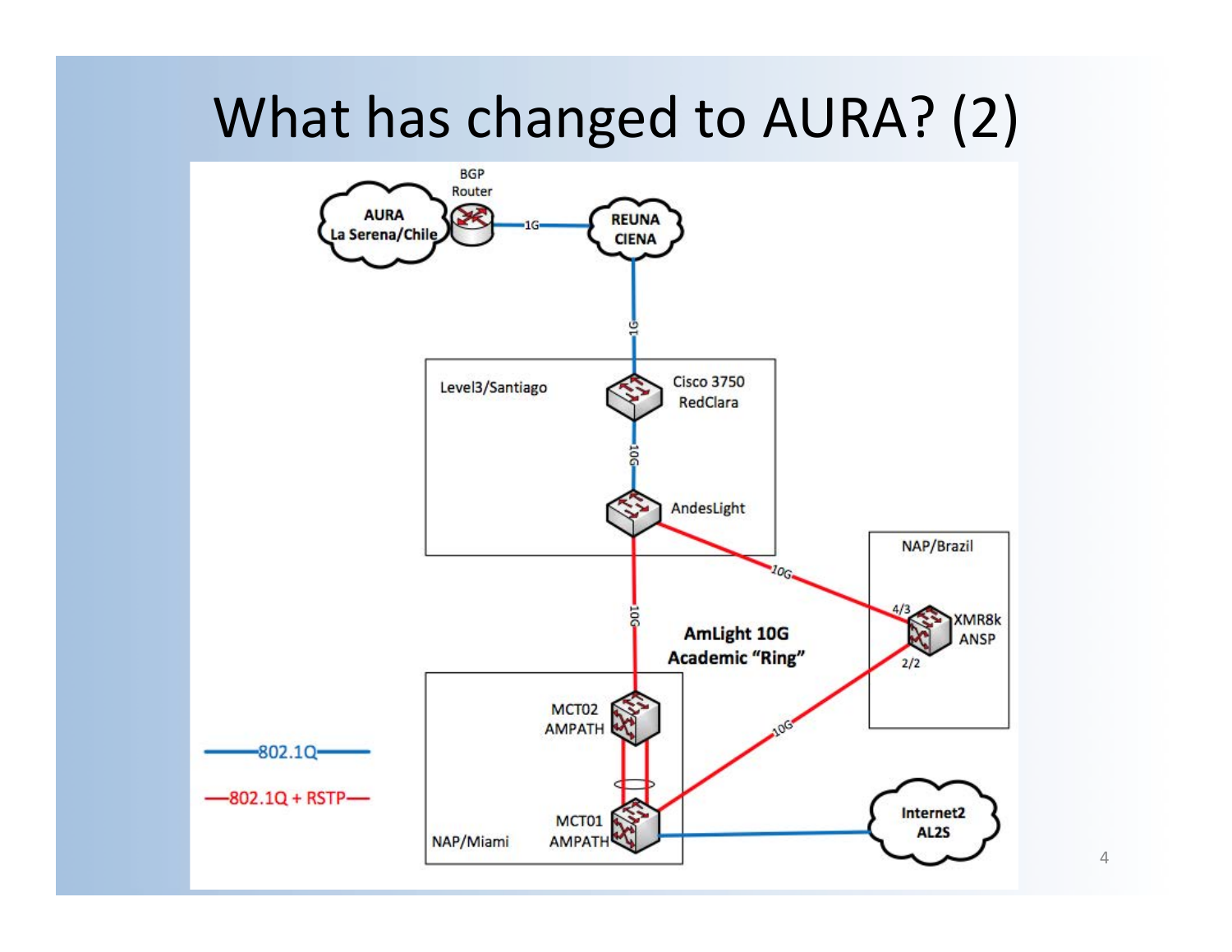# What has changed to AURA? (2)

AURA La Serena/Chile

BGP Router

1G

REUNA CIENA

1G

Level3/Santiago

Cisco 3750 RedClara

10G

AndesLight

10G

10G

NAP/Brazil

4/3

XMR8k ANSP

2/2

AmLight 10G Academic "Ring"

MCT02 AMPATH

10G

MCT01 AMPATH

NAP/Miami

Internet2 AL2S

802.1Q

802.1Q + RSTP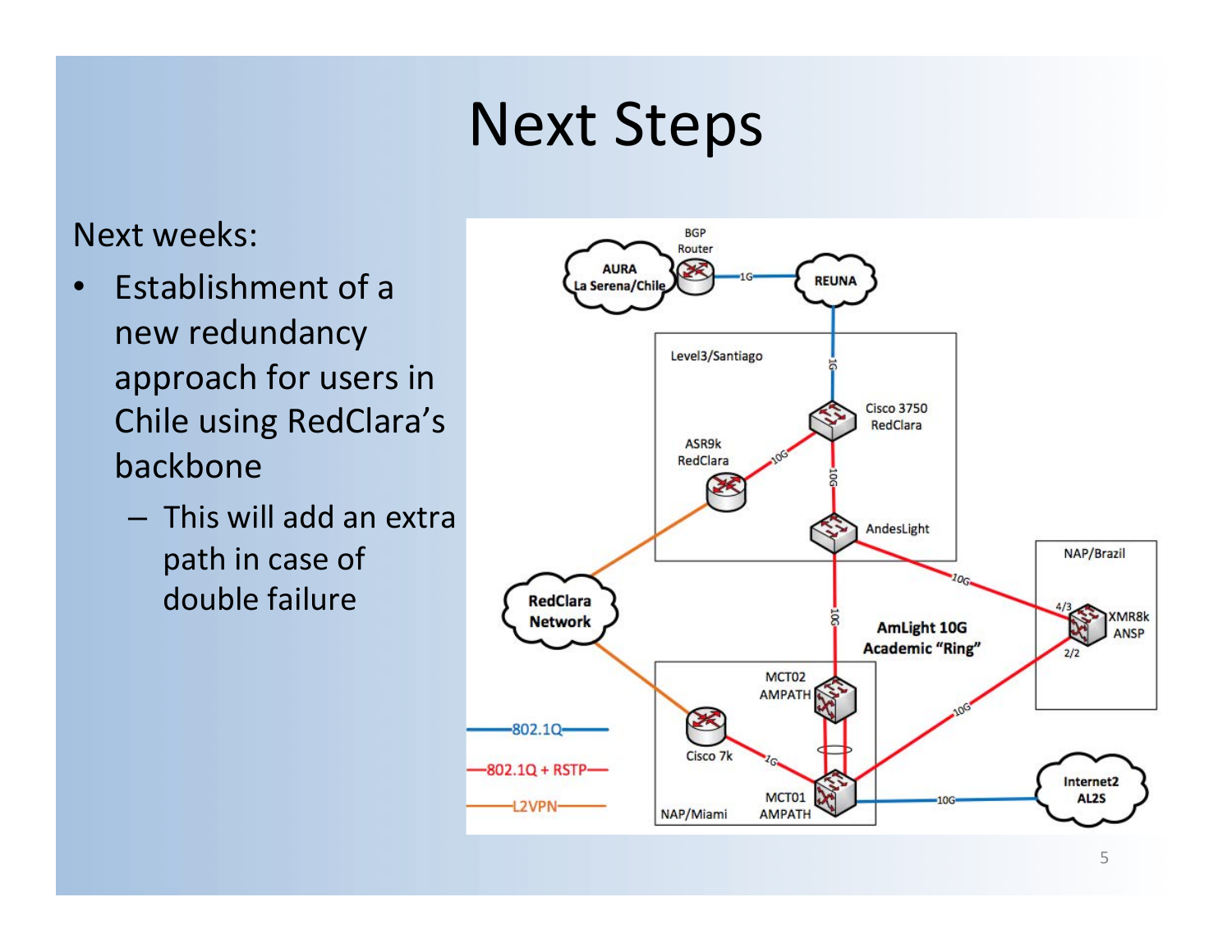# Next Steps

Next weeks:

- Establishment of a new redundancy approach for users in Chile using RedClara's backbone
  - This will add an extra path in case of double failure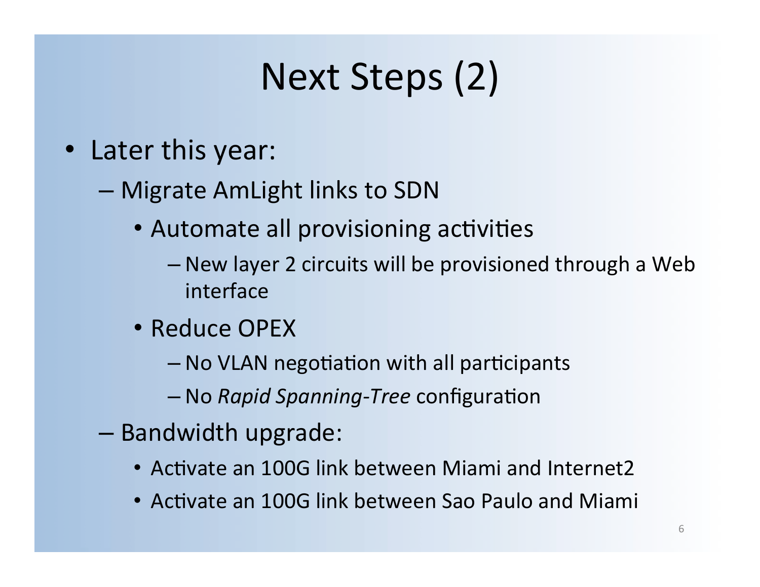# Next Steps (2)

- Later this year:
  - Migrate AmLight links to SDN
    - Automate all provisioning activities
      - New layer 2 circuits will be provisioned through a Web interface
    - Reduce OPEX
      - No VLAN negotiation with all participants
      - No *Rapid Spanning-Tree* configuration
  - Bandwidth upgrade:
    - Activate an 100G link between Miami and Internet2
    - Activate an 100G link between Sao Paulo and Miami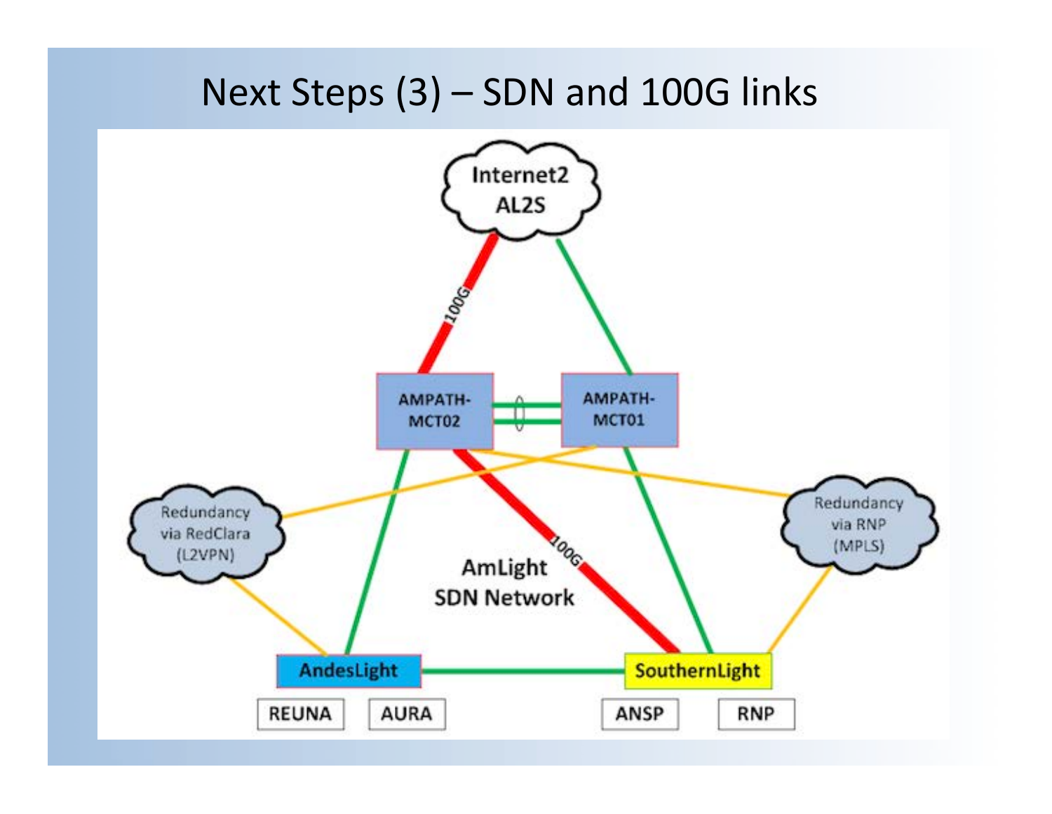# Next Steps (3) – SDN and 100G links

Internet2 AL2S

100G

AMPATH-MCT02

AMPATH-MCT01

Redundancy via RedClara (L2VPN)

Redundancy via RNP (MPLS)

100G

AmLight SDN Network

AndesLight

SouthernLight

REUNA

AURA

ANSP

RNP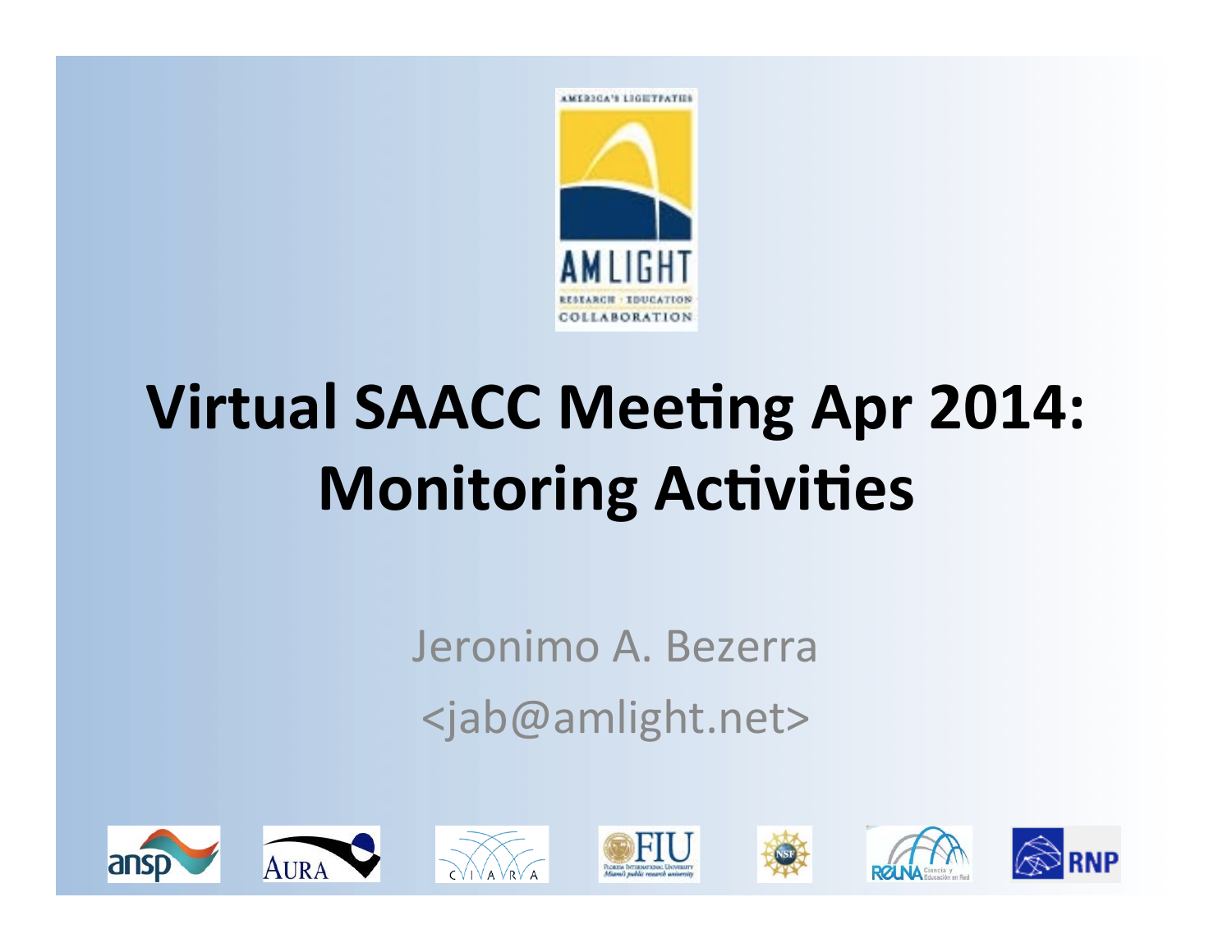# Virtual SAACC Meeting Apr 2014: Monitoring Activities

Jeronimo A. Bezerra

<jab@amlight.net>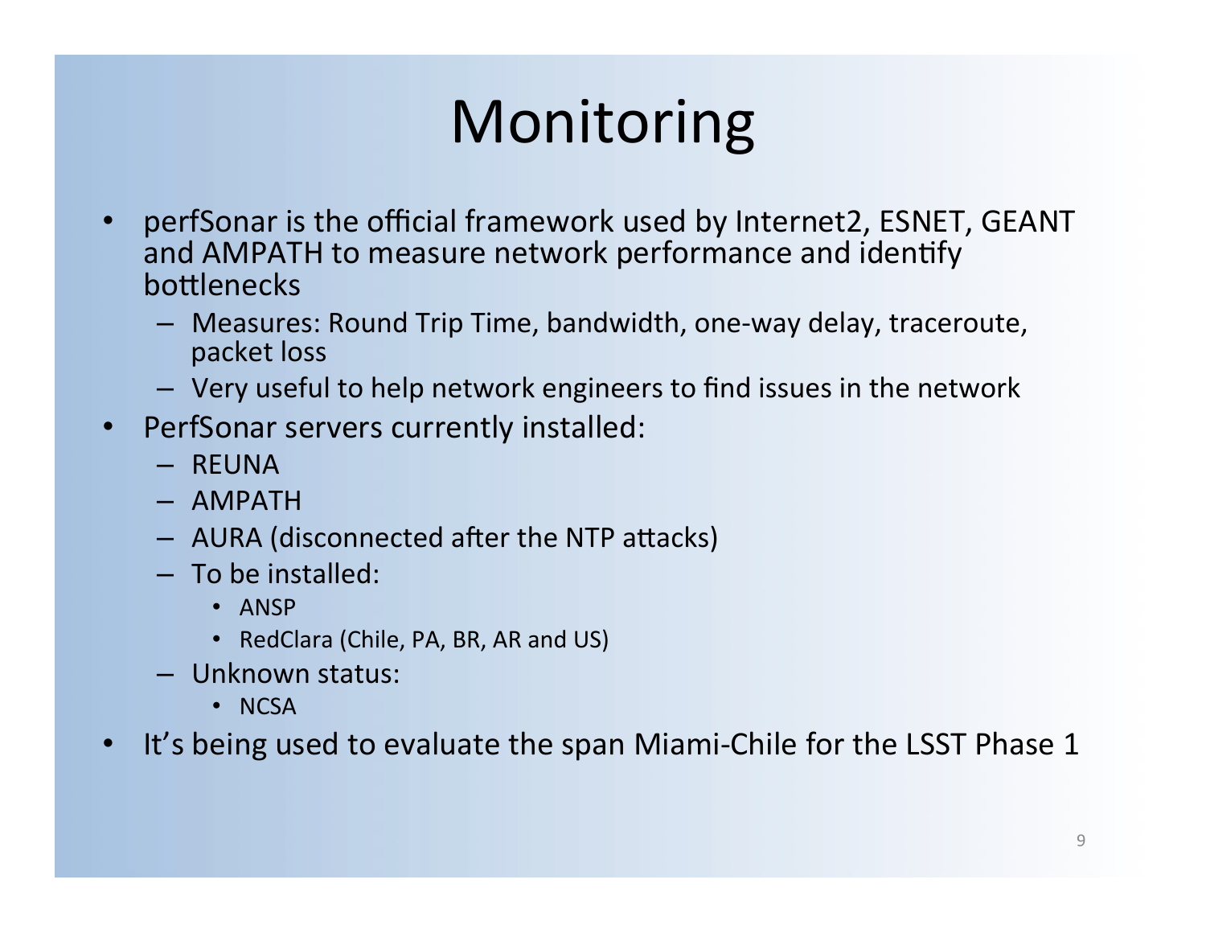# Monitoring

- perfSonar is the official framework used by Internet2, ESNET, GEANT and AMPATH to measure network performance and identify bottlenecks
  - Measures: Round Trip Time, bandwidth, one-way delay, traceroute, packet loss
  - Very useful to help network engineers to find issues in the network
- PerfSonar servers currently installed:
  - REUNA
  - AMPATH
  - AURA (disconnected after the NTP attacks)
  - To be installed:
    - ANSP
    - RedClara (Chile, PA, BR, AR and US)
  - Unknown status:
    - NCSA
- It's being used to evaluate the span Miami-Chile for the LSST Phase 1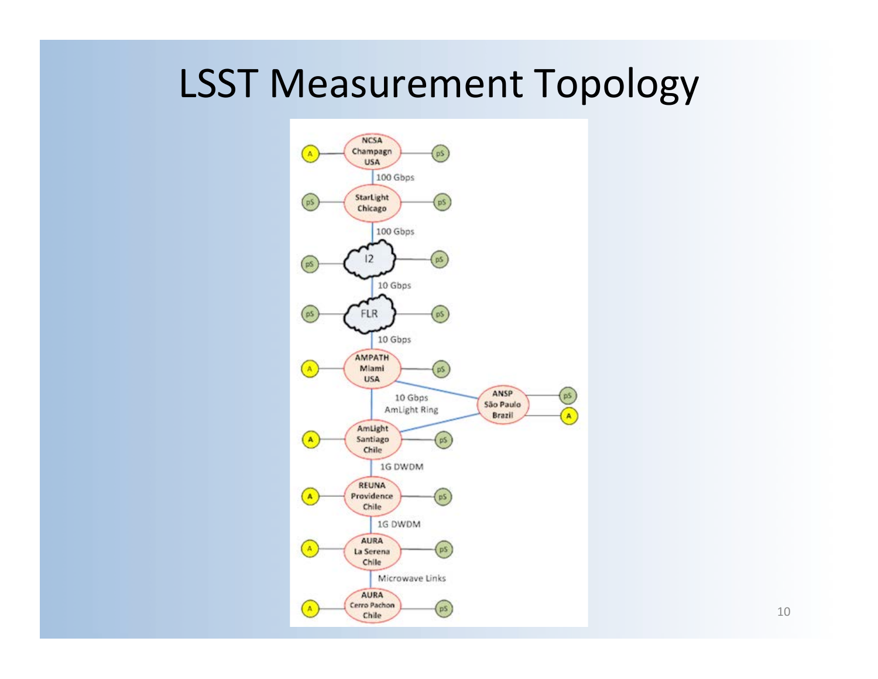# LSST Measurement Topology

- NCSA Champagn USA
  - 100 Gbps
- StarLight Chicago
  - 100 Gbps
- I2
  - 10 Gbps
- FLR
  - 10 Gbps
- AMPATH Miami USA
  - 10 Gbps AmLight Ring
- ANSP São Paulo Brazil
- AmLight Santiago Chile
  - 1G DWDM
- REUNA Providence Chile
  - 1G DWDM
- AURA La Serena Chile
  - Microwave Links
- AURA Cerro Pachon Chile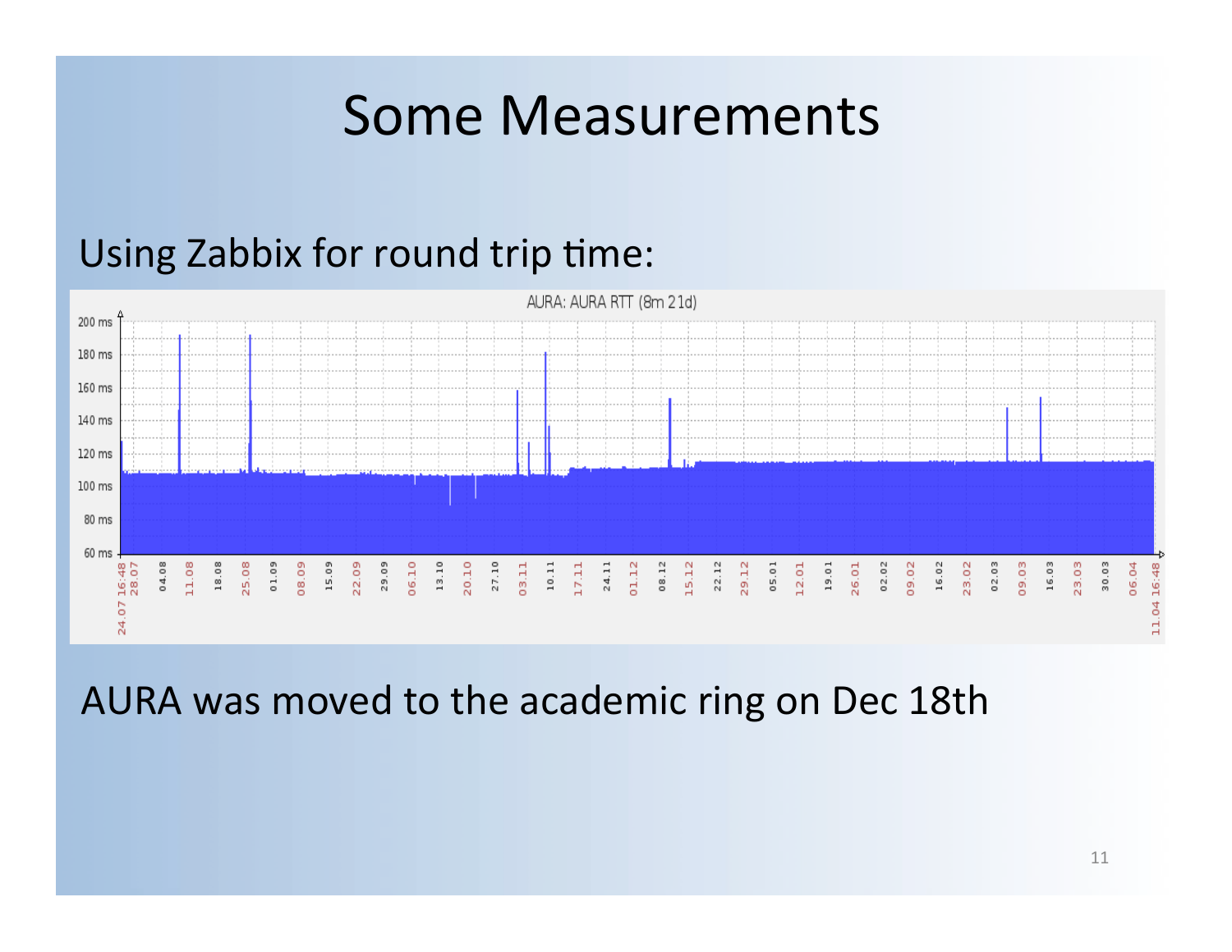# Some Measurements

Using Zabbix for round trip time:

AURA was moved to the academic ring on Dec 18th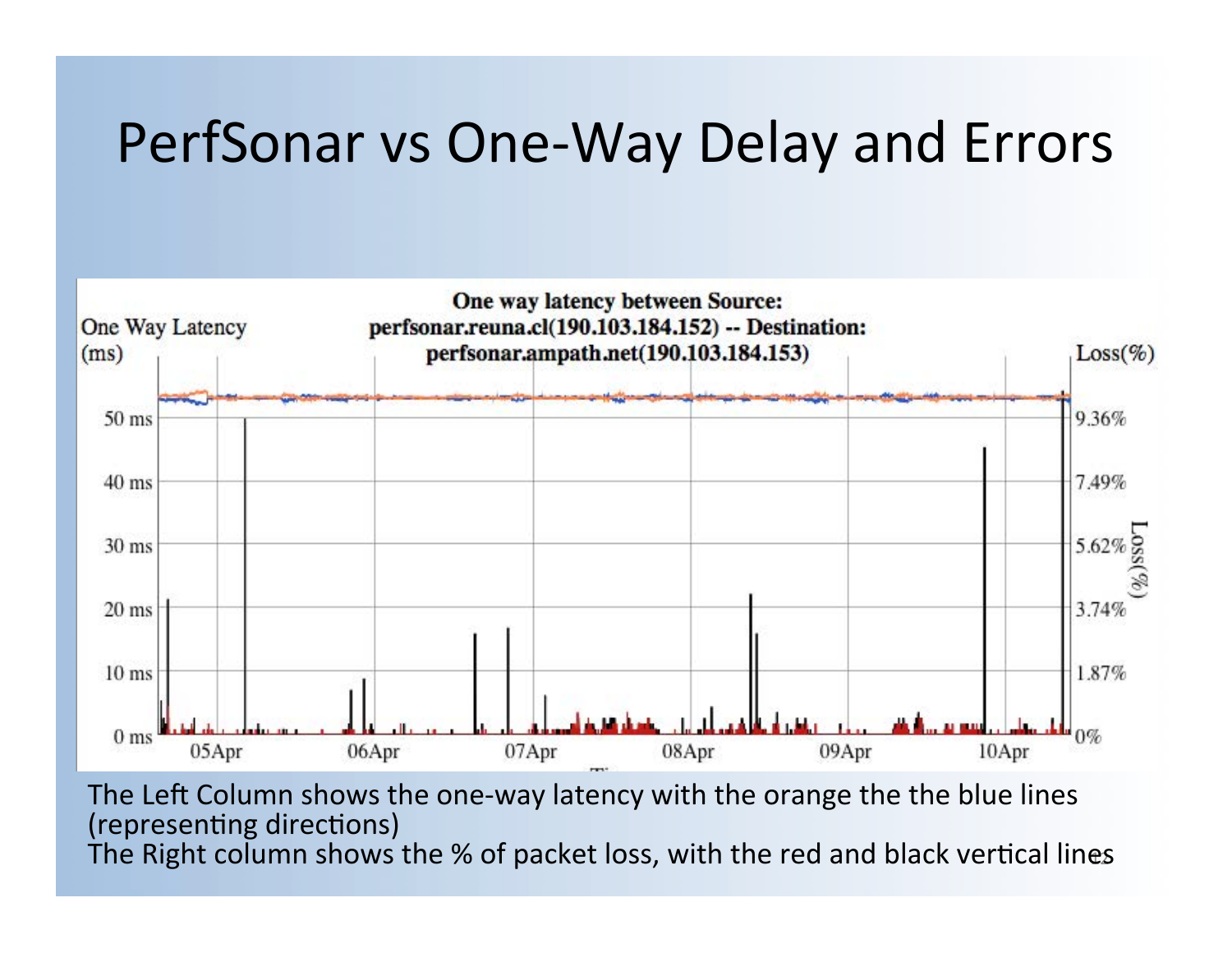# PerfSonar vs One-Way Delay and Errors

One way latency between Source: perfsonar.reuna.cl(190.103.184.152) -- Destination: perfsonar.ampath.net(190.103.184.153)

One Way Latency (ms)

Loss(%)

50 ms, 40 ms, 30 ms, 20 ms, 10 ms, 0 ms

9.36%, 7.49%, 5.62%, 3.74%, 1.87%, 0%

05Apr, 06Apr, 07Apr, 08Apr, 09Apr, 10Apr

The Left Column shows the one-way latency with the orange the the blue lines (representing directions)

The Right column shows the % of packet loss, with the red and black vertical lines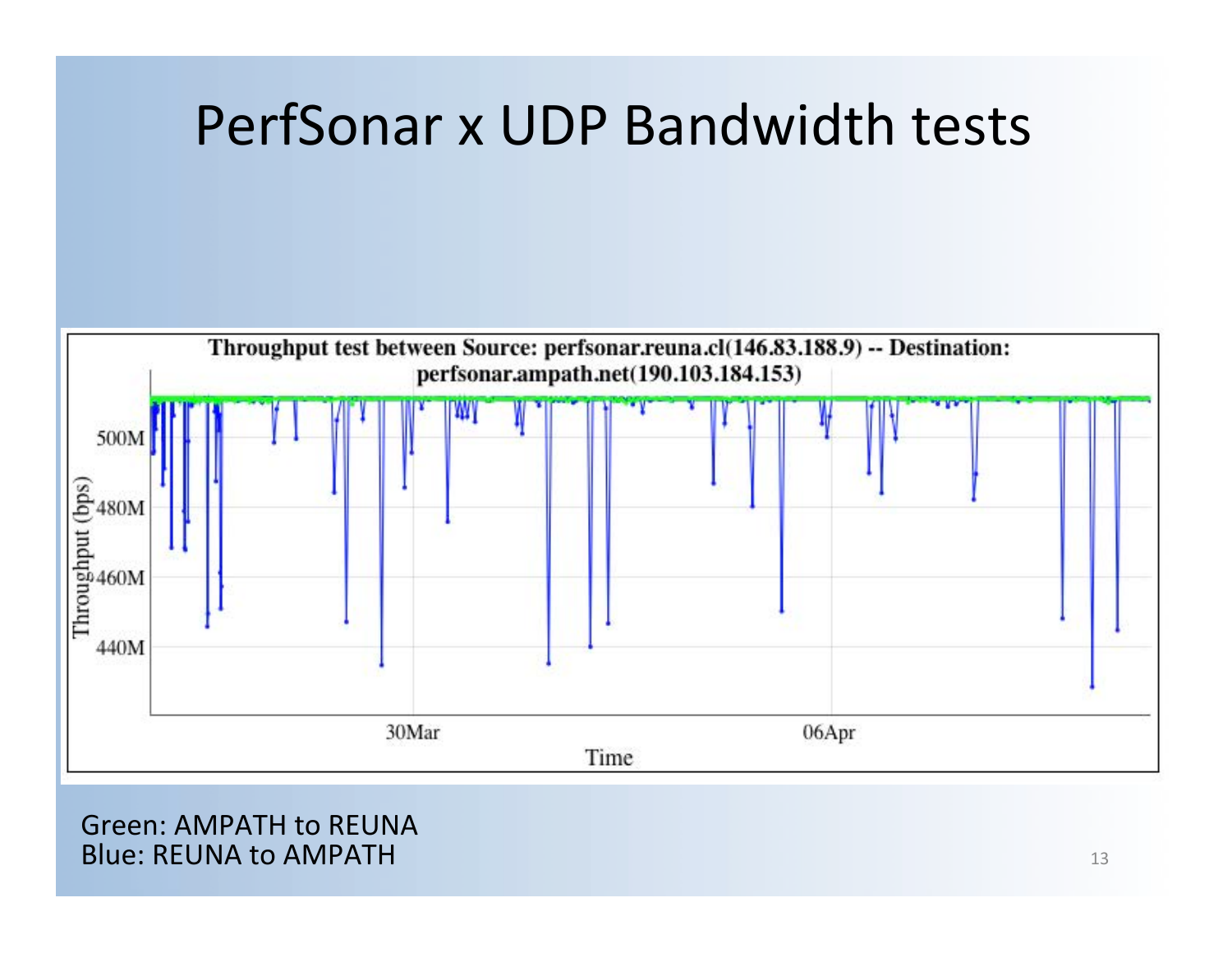# PerfSonar x UDP Bandwidth tests

Throughput test between Source: perfsonar.reuna.cl(146.83.188.9) -- Destination: perfsonar.ampath.net(190.103.184.153)

Green: AMPATH to REUNA
Blue: REUNA to AMPATH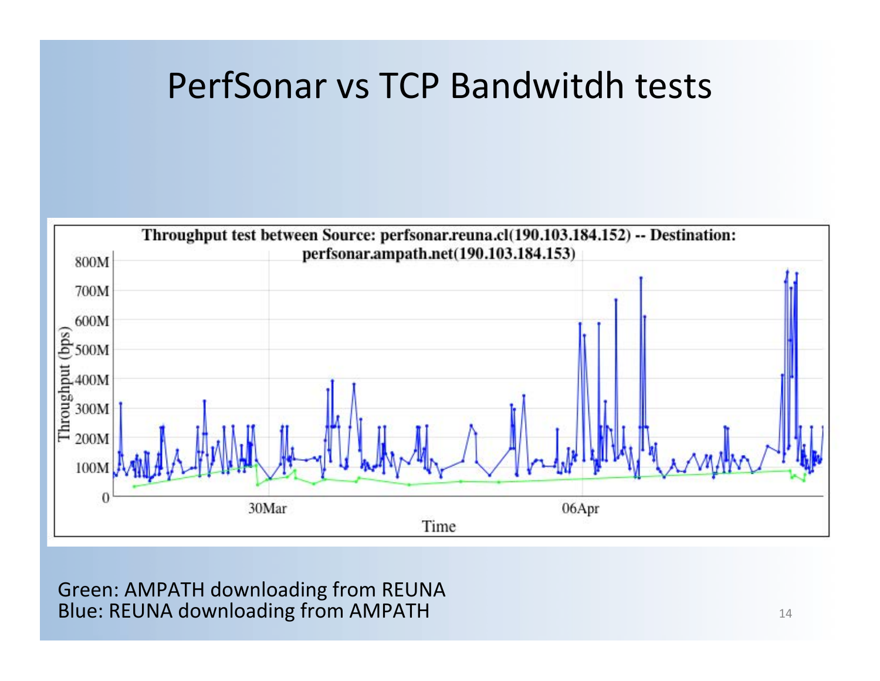# PerfSonar vs TCP Bandwitdh tests

Throughput test between Source: perfsonar.reuna.cl(190.103.184.152) -- Destination: perfsonar.ampath.net(190.103.184.153)

Green: AMPATH downloading from REUNA
Blue: REUNA downloading from AMPATH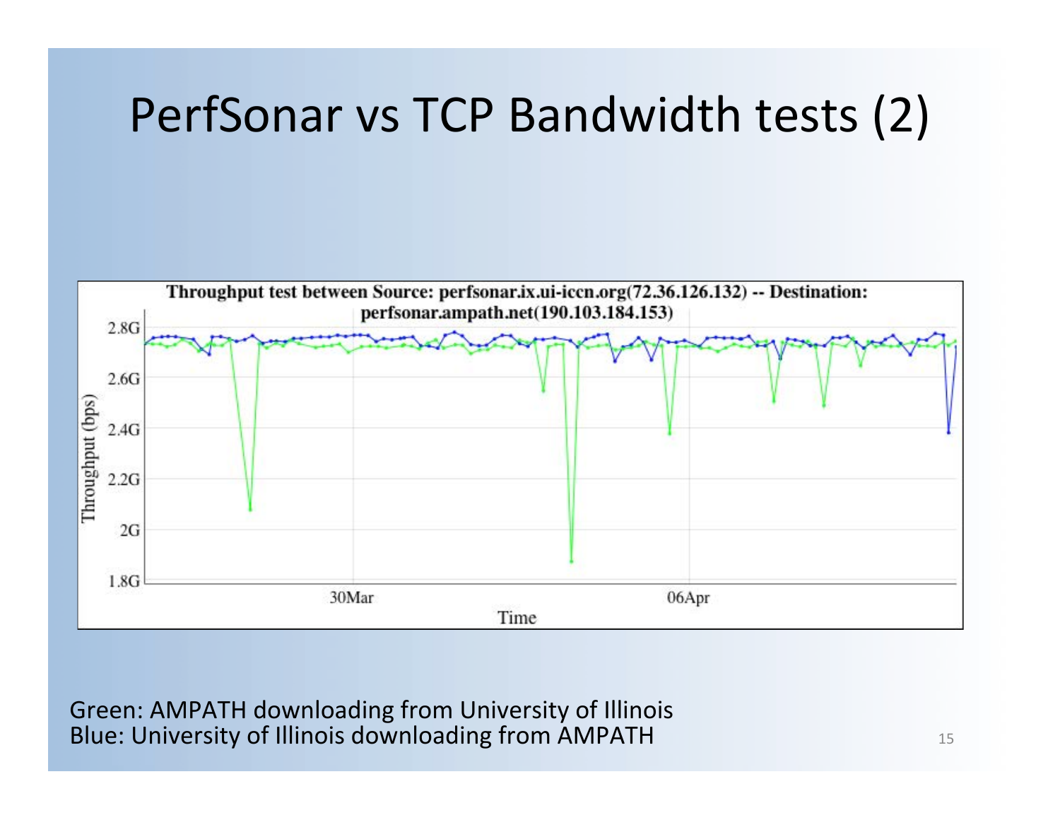# PerfSonar vs TCP Bandwidth tests (2)

Throughput test between Source: perfsonar.ix.ui-iccn.org(72.36.126.132) -- Destination: perfsonar.ampath.net(190.103.184.153)

Green: AMPATH downloading from University of Illinois
Blue: University of Illinois downloading from AMPATH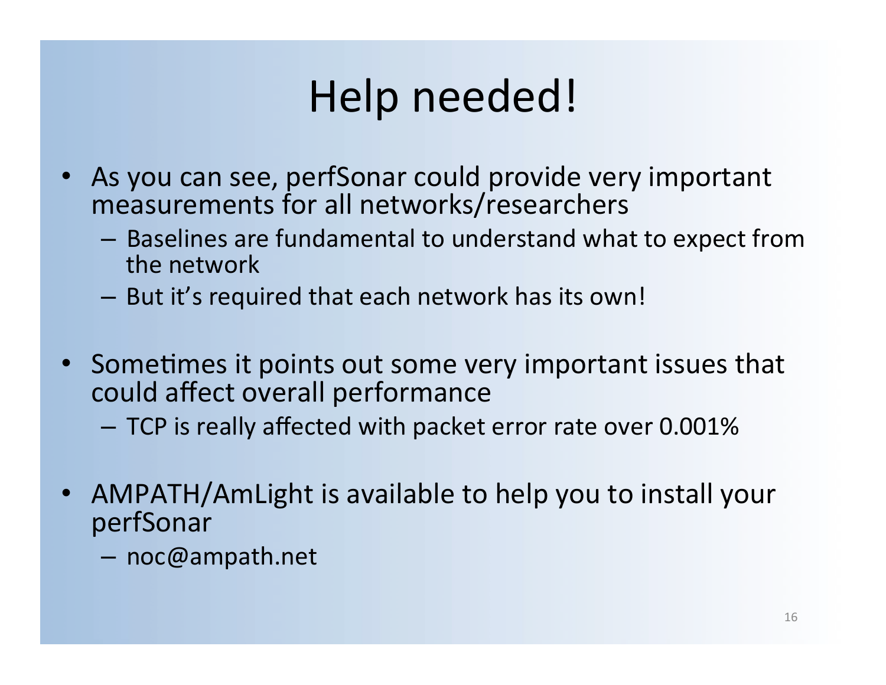# Help needed!

- As you can see, perfSonar could provide very important measurements for all networks/researchers
  - Baselines are fundamental to understand what to expect from the network
  - But it's required that each network has its own!

- Sometimes it points out some very important issues that could affect overall performance
  - TCP is really affected with packet error rate over 0.001%

- AMPATH/AmLight is available to help you to install your perfSonar
  - noc@ampath.net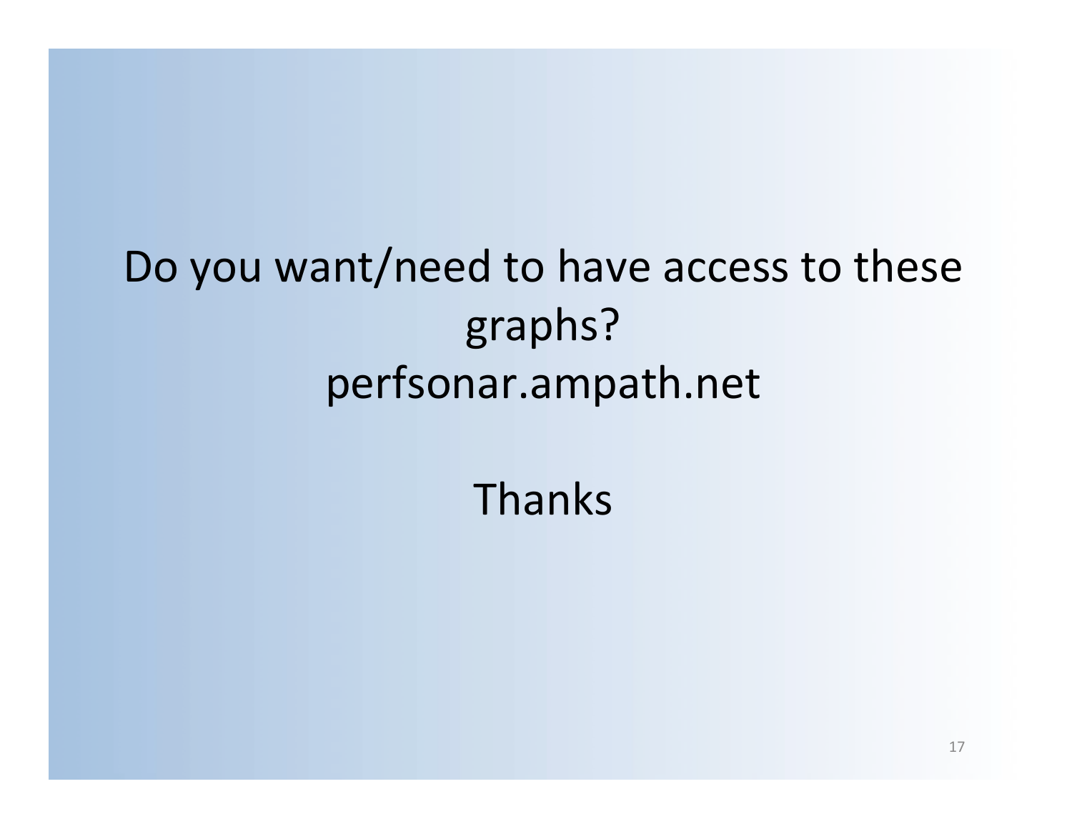Do you want/need to have access to these graphs?

perfsonar.ampath.net

Thanks